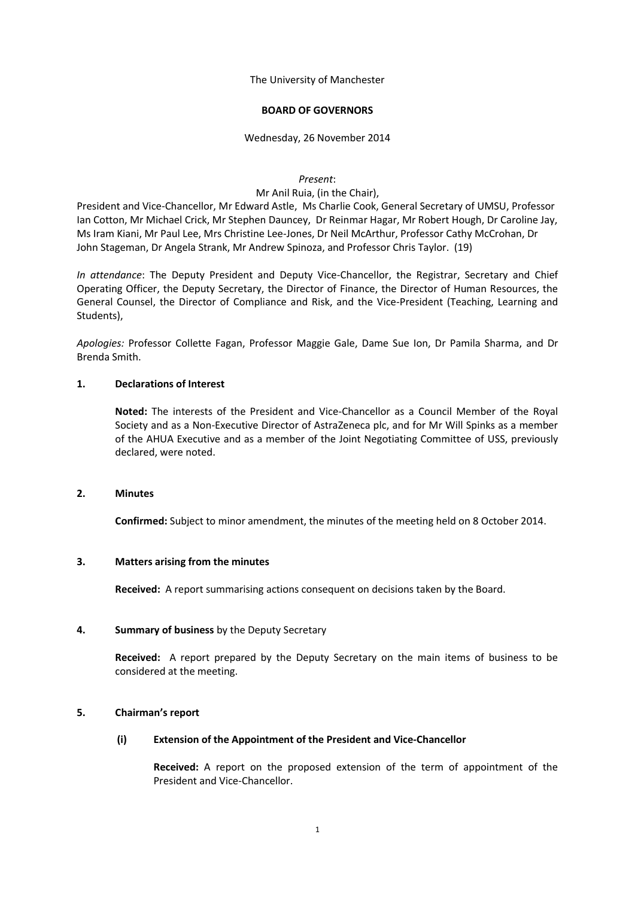The University of Manchester

**BOARD OF GOVERNORS**

Wednesday, 26 November 2014

*Present*:

Mr Anil Ruia, (in the Chair),

President and Vice-Chancellor, Mr Edward Astle, Ms Charlie Cook, General Secretary of UMSU, Professor Ian Cotton, Mr Michael Crick, Mr Stephen Dauncey, Dr Reinmar Hagar, Mr Robert Hough, Dr Caroline Jay, Ms Iram Kiani, Mr Paul Lee, Mrs Christine Lee-Jones, Dr Neil McArthur, Professor Cathy McCrohan, Dr John Stageman, Dr Angela Strank, Mr Andrew Spinoza, and Professor Chris Taylor. (19)

*In attendance*: The Deputy President and Deputy Vice-Chancellor, the Registrar, Secretary and Chief Operating Officer, the Deputy Secretary, the Director of Finance, the Director of Human Resources, the General Counsel, the Director of Compliance and Risk, and the Vice-President (Teaching, Learning and Students),

*Apologies:* Professor Collette Fagan, Professor Maggie Gale, Dame Sue Ion, Dr Pamila Sharma, and Dr Brenda Smith.

## 1. Declarations of Interest

**Noted:** The interests of the President and Vice-Chancellor as a Council Member of the Royal Society and as a Non-Executive Director of AstraZeneca plc, and for Mr Will Spinks as a member of the AHUA Executive and as a member of the Joint Negotiating Committee of USS, previously declared, were noted.

## 2. Minutes

**Confirmed:** Subject to minor amendment, the minutes of the meeting held on 8 October 2014.

## 3. Matters arising from the minutes

**Received:** A report summarising actions consequent on decisions taken by the Board.

## 4. Summary of business by the Deputy Secretary

**Received:** A report prepared by the Deputy Secretary on the main items of business to be considered at the meeting.

## 5. Chairman's report

### (i) Extension of the Appointment of the President and Vice-Chancellor

**Received:** A report on the proposed extension of the term of appointment of the President and Vice-Chancellor.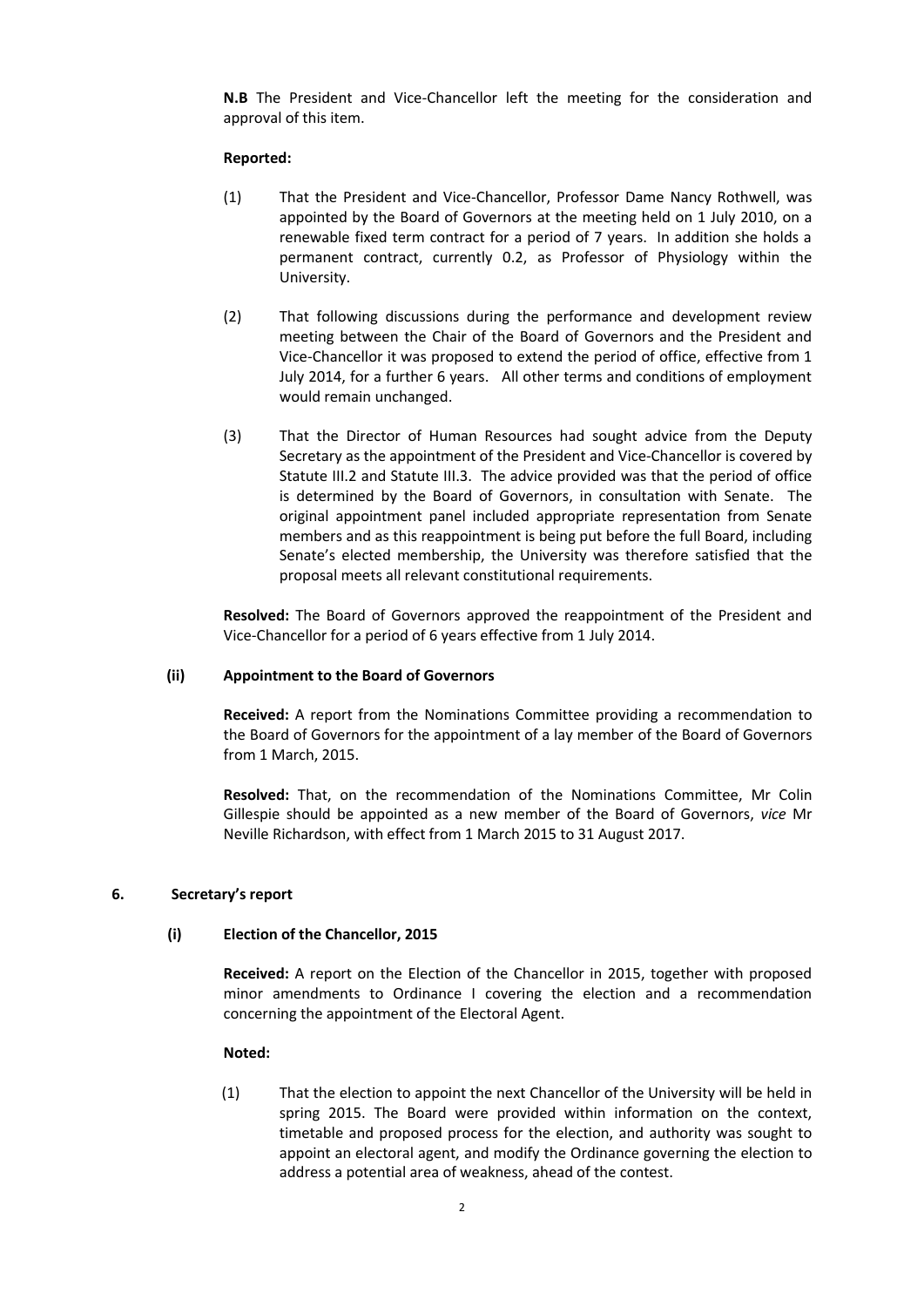**N.B** The President and Vice-Chancellor left the meeting for the consideration and approval of this item.

**Reported:**

(1) That the President and Vice-Chancellor, Professor Dame Nancy Rothwell, was appointed by the Board of Governors at the meeting held on 1 July 2010, on a renewable fixed term contract for a period of 7 years. In addition she holds a permanent contract, currently 0.2, as Professor of Physiology within the University.

(2) That following discussions during the performance and development review meeting between the Chair of the Board of Governors and the President and Vice-Chancellor it was proposed to extend the period of office, effective from 1 July 2014, for a further 6 years. All other terms and conditions of employment would remain unchanged.

(3) That the Director of Human Resources had sought advice from the Deputy Secretary as the appointment of the President and Vice-Chancellor is covered by Statute III.2 and Statute III.3. The advice provided was that the period of office is determined by the Board of Governors, in consultation with Senate. The original appointment panel included appropriate representation from Senate members and as this reappointment is being put before the full Board, including Senate's elected membership, the University was therefore satisfied that the proposal meets all relevant constitutional requirements.

**Resolved:** The Board of Governors approved the reappointment of the President and Vice-Chancellor for a period of 6 years effective from 1 July 2014.

### (ii) Appointment to the Board of Governors

**Received:** A report from the Nominations Committee providing a recommendation to the Board of Governors for the appointment of a lay member of the Board of Governors from 1 March, 2015.

**Resolved:** That, on the recommendation of the Nominations Committee, Mr Colin Gillespie should be appointed as a new member of the Board of Governors, *vice* Mr Neville Richardson, with effect from 1 March 2015 to 31 August 2017.

## 6. Secretary's report

### (i) Election of the Chancellor, 2015

**Received:** A report on the Election of the Chancellor in 2015, together with proposed minor amendments to Ordinance I covering the election and a recommendation concerning the appointment of the Electoral Agent.

**Noted:**

(1) That the election to appoint the next Chancellor of the University will be held in spring 2015. The Board were provided within information on the context, timetable and proposed process for the election, and authority was sought to appoint an electoral agent, and modify the Ordinance governing the election to address a potential area of weakness, ahead of the contest.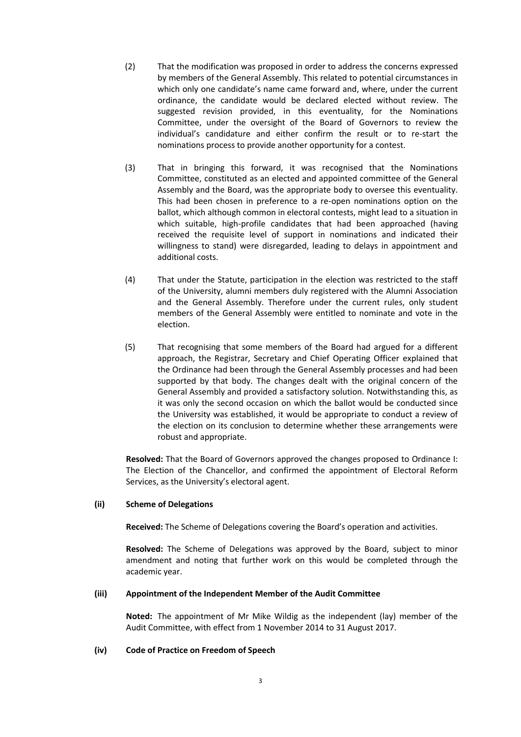(2) That the modification was proposed in order to address the concerns expressed by members of the General Assembly. This related to potential circumstances in which only one candidate's name came forward and, where, under the current ordinance, the candidate would be declared elected without review. The suggested revision provided, in this eventuality, for the Nominations Committee, under the oversight of the Board of Governors to review the individual's candidature and either confirm the result or to re-start the nominations process to provide another opportunity for a contest.

(3) That in bringing this forward, it was recognised that the Nominations Committee, constituted as an elected and appointed committee of the General Assembly and the Board, was the appropriate body to oversee this eventuality. This had been chosen in preference to a re-open nominations option on the ballot, which although common in electoral contests, might lead to a situation in which suitable, high-profile candidates that had been approached (having received the requisite level of support in nominations and indicated their willingness to stand) were disregarded, leading to delays in appointment and additional costs.

(4) That under the Statute, participation in the election was restricted to the staff of the University, alumni members duly registered with the Alumni Association and the General Assembly. Therefore under the current rules, only student members of the General Assembly were entitled to nominate and vote in the election.

(5) That recognising that some members of the Board had argued for a different approach, the Registrar, Secretary and Chief Operating Officer explained that the Ordinance had been through the General Assembly processes and had been supported by that body. The changes dealt with the original concern of the General Assembly and provided a satisfactory solution. Notwithstanding this, as it was only the second occasion on which the ballot would be conducted since the University was established, it would be appropriate to conduct a review of the election on its conclusion to determine whether these arrangements were robust and appropriate.

**Resolved:** That the Board of Governors approved the changes proposed to Ordinance I: The Election of the Chancellor, and confirmed the appointment of Electoral Reform Services, as the University's electoral agent.

**(ii) Scheme of Delegations**

**Received:** The Scheme of Delegations covering the Board's operation and activities.

**Resolved:** The Scheme of Delegations was approved by the Board, subject to minor amendment and noting that further work on this would be completed through the academic year.

**(iii) Appointment of the Independent Member of the Audit Committee**

**Noted:** The appointment of Mr Mike Wildig as the independent (lay) member of the Audit Committee, with effect from 1 November 2014 to 31 August 2017.

**(iv) Code of Practice on Freedom of Speech**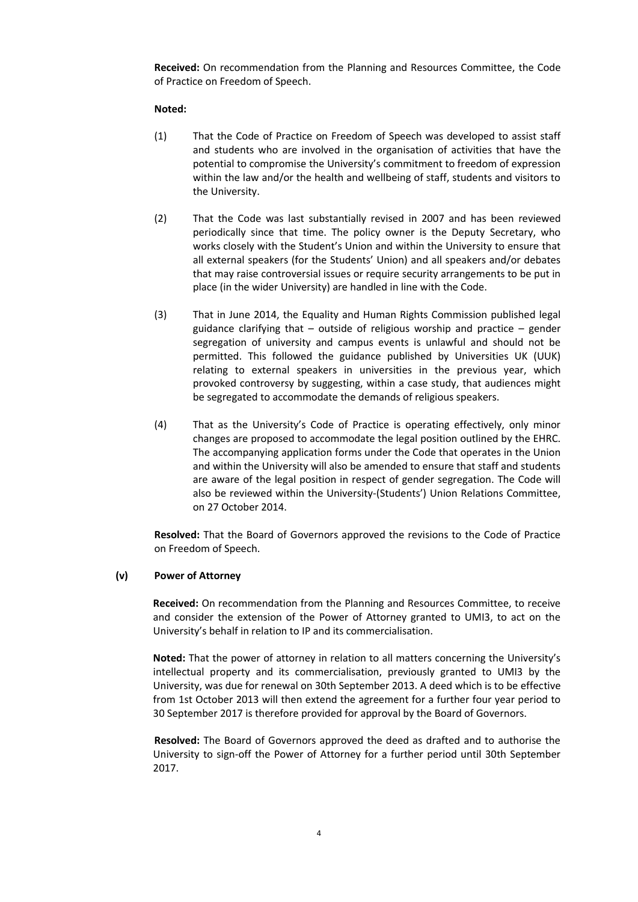**Received:** On recommendation from the Planning and Resources Committee, the Code of Practice on Freedom of Speech.

**Noted:**

(1) That the Code of Practice on Freedom of Speech was developed to assist staff and students who are involved in the organisation of activities that have the potential to compromise the University's commitment to freedom of expression within the law and/or the health and wellbeing of staff, students and visitors to the University.

(2) That the Code was last substantially revised in 2007 and has been reviewed periodically since that time. The policy owner is the Deputy Secretary, who works closely with the Student's Union and within the University to ensure that all external speakers (for the Students' Union) and all speakers and/or debates that may raise controversial issues or require security arrangements to be put in place (in the wider University) are handled in line with the Code.

(3) That in June 2014, the Equality and Human Rights Commission published legal guidance clarifying that – outside of religious worship and practice – gender segregation of university and campus events is unlawful and should not be permitted. This followed the guidance published by Universities UK (UUK) relating to external speakers in universities in the previous year, which provoked controversy by suggesting, within a case study, that audiences might be segregated to accommodate the demands of religious speakers.

(4) That as the University's Code of Practice is operating effectively, only minor changes are proposed to accommodate the legal position outlined by the EHRC. The accompanying application forms under the Code that operates in the Union and within the University will also be amended to ensure that staff and students are aware of the legal position in respect of gender segregation. The Code will also be reviewed within the University-(Students') Union Relations Committee, on 27 October 2014.

**Resolved:** That the Board of Governors approved the revisions to the Code of Practice on Freedom of Speech.

**(v) Power of Attorney**

**Received:** On recommendation from the Planning and Resources Committee, to receive and consider the extension of the Power of Attorney granted to UMI3, to act on the University's behalf in relation to IP and its commercialisation.

**Noted:** That the power of attorney in relation to all matters concerning the University's intellectual property and its commercialisation, previously granted to UMI3 by the University, was due for renewal on 30th September 2013. A deed which is to be effective from 1st October 2013 will then extend the agreement for a further four year period to 30 September 2017 is therefore provided for approval by the Board of Governors.

**Resolved:** The Board of Governors approved the deed as drafted and to authorise the University to sign-off the Power of Attorney for a further period until 30th September 2017.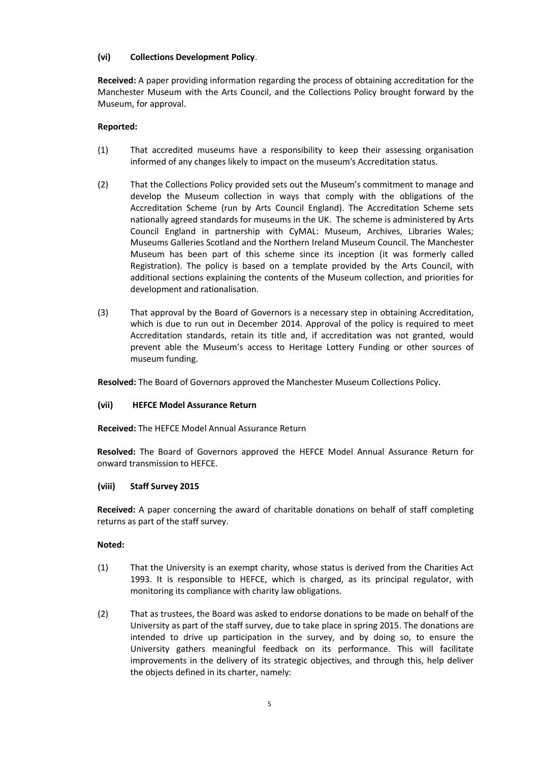**(vi) Collections Development Policy**.

**Received:** A paper providing information regarding the process of obtaining accreditation for the Manchester Museum with the Arts Council, and the Collections Policy brought forward by the Museum, for approval.

**Reported:**

(1) That accredited museums have a responsibility to keep their assessing organisation informed of any changes likely to impact on the museum's Accreditation status.

(2) That the Collections Policy provided sets out the Museum's commitment to manage and develop the Museum collection in ways that comply with the obligations of the Accreditation Scheme (run by Arts Council England). The Accreditation Scheme sets nationally agreed standards for museums in the UK. The scheme is administered by Arts Council England in partnership with CyMAL: Museum, Archives, Libraries Wales; Museums Galleries Scotland and the Northern Ireland Museum Council. The Manchester Museum has been part of this scheme since its inception (it was formerly called Registration). The policy is based on a template provided by the Arts Council, with additional sections explaining the contents of the Museum collection, and priorities for development and rationalisation.

(3) That approval by the Board of Governors is a necessary step in obtaining Accreditation, which is due to run out in December 2014. Approval of the policy is required to meet Accreditation standards, retain its title and, if accreditation was not granted, would prevent able the Museum's access to Heritage Lottery Funding or other sources of museum funding.

**Resolved:** The Board of Governors approved the Manchester Museum Collections Policy.

**(vii) HEFCE Model Assurance Return**

**Received:** The HEFCE Model Annual Assurance Return

**Resolved:** The Board of Governors approved the HEFCE Model Annual Assurance Return for onward transmission to HEFCE.

**(viii) Staff Survey 2015**

**Received:** A paper concerning the award of charitable donations on behalf of staff completing returns as part of the staff survey.

**Noted:**

(1) That the University is an exempt charity, whose status is derived from the Charities Act 1993. It is responsible to HEFCE, which is charged, as its principal regulator, with monitoring its compliance with charity law obligations.

(2) That as trustees, the Board was asked to endorse donations to be made on behalf of the University as part of the staff survey, due to take place in spring 2015. The donations are intended to drive up participation in the survey, and by doing so, to ensure the University gathers meaningful feedback on its performance. This will facilitate improvements in the delivery of its strategic objectives, and through this, help deliver the objects defined in its charter, namely: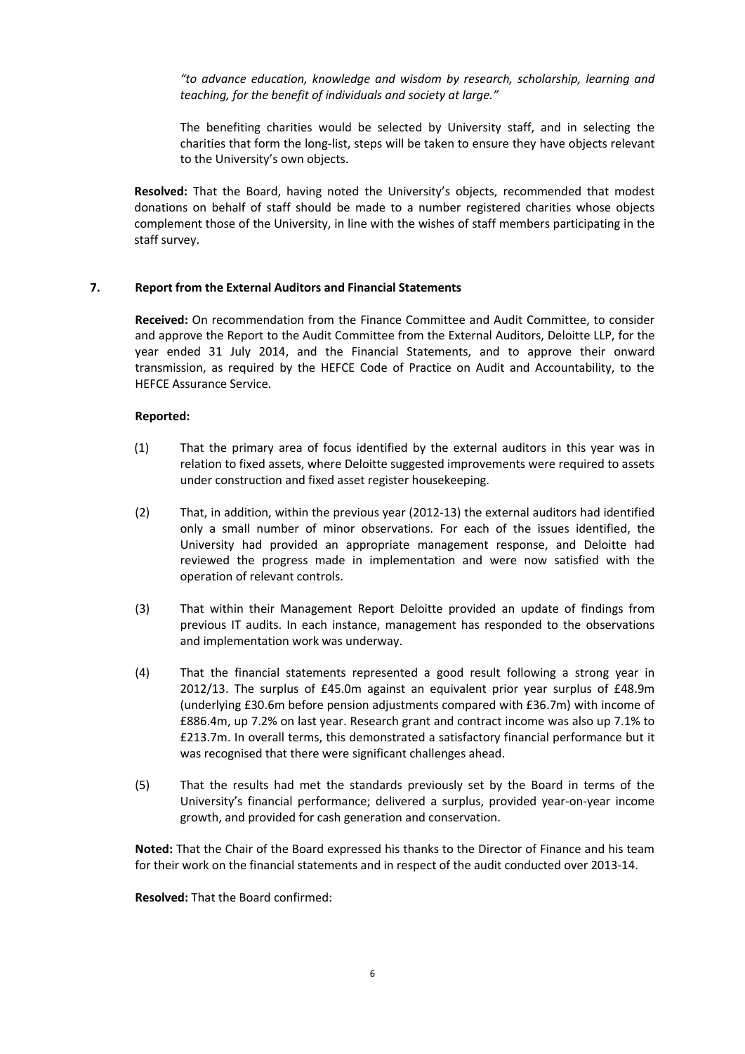*"to advance education, knowledge and wisdom by research, scholarship, learning and teaching, for the benefit of individuals and society at large."*

The benefiting charities would be selected by University staff, and in selecting the charities that form the long-list, steps will be taken to ensure they have objects relevant to the University's own objects.

**Resolved:** That the Board, having noted the University's objects, recommended that modest donations on behalf of staff should be made to a number registered charities whose objects complement those of the University, in line with the wishes of staff members participating in the staff survey.

## 7. Report from the External Auditors and Financial Statements

**Received:** On recommendation from the Finance Committee and Audit Committee, to consider and approve the Report to the Audit Committee from the External Auditors, Deloitte LLP, for the year ended 31 July 2014, and the Financial Statements, and to approve their onward transmission, as required by the HEFCE Code of Practice on Audit and Accountability, to the HEFCE Assurance Service.

**Reported:**

(1) That the primary area of focus identified by the external auditors in this year was in relation to fixed assets, where Deloitte suggested improvements were required to assets under construction and fixed asset register housekeeping.

(2) That, in addition, within the previous year (2012-13) the external auditors had identified only a small number of minor observations. For each of the issues identified, the University had provided an appropriate management response, and Deloitte had reviewed the progress made in implementation and were now satisfied with the operation of relevant controls.

(3) That within their Management Report Deloitte provided an update of findings from previous IT audits. In each instance, management has responded to the observations and implementation work was underway.

(4) That the financial statements represented a good result following a strong year in 2012/13. The surplus of £45.0m against an equivalent prior year surplus of £48.9m (underlying £30.6m before pension adjustments compared with £36.7m) with income of £886.4m, up 7.2% on last year. Research grant and contract income was also up 7.1% to £213.7m. In overall terms, this demonstrated a satisfactory financial performance but it was recognised that there were significant challenges ahead.

(5) That the results had met the standards previously set by the Board in terms of the University's financial performance; delivered a surplus, provided year-on-year income growth, and provided for cash generation and conservation.

**Noted:** That the Chair of the Board expressed his thanks to the Director of Finance and his team for their work on the financial statements and in respect of the audit conducted over 2013-14.

**Resolved:** That the Board confirmed: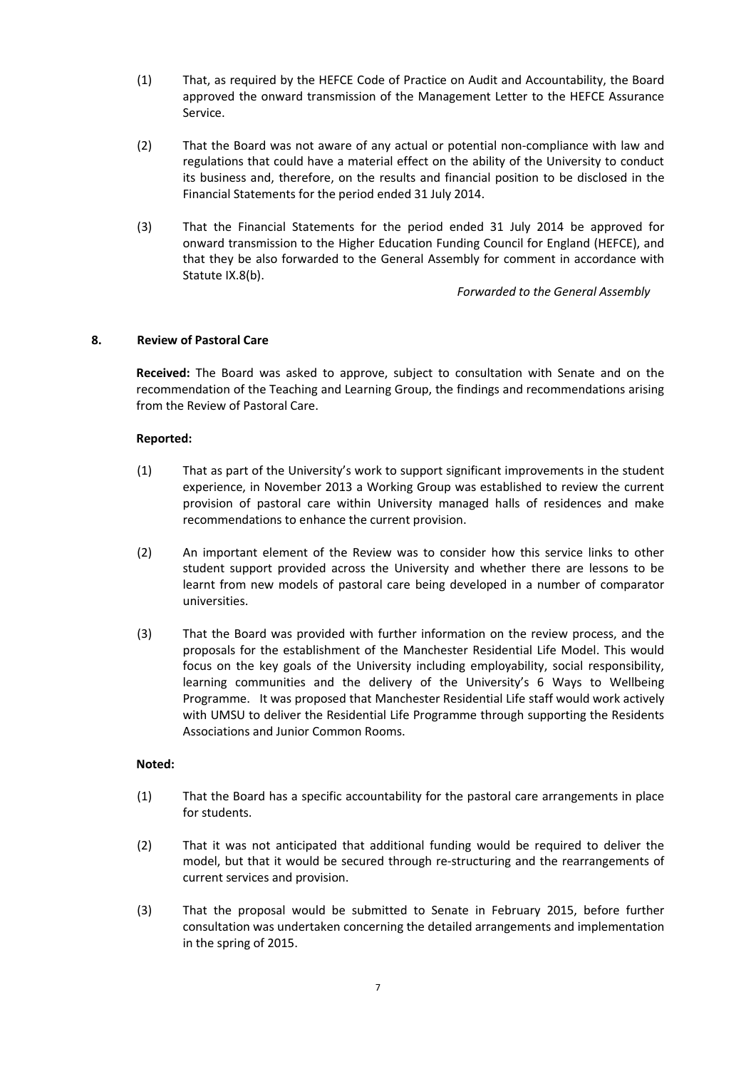(1) That, as required by the HEFCE Code of Practice on Audit and Accountability, the Board approved the onward transmission of the Management Letter to the HEFCE Assurance Service.

(2) That the Board was not aware of any actual or potential non-compliance with law and regulations that could have a material effect on the ability of the University to conduct its business and, therefore, on the results and financial position to be disclosed in the Financial Statements for the period ended 31 July 2014.

(3) That the Financial Statements for the period ended 31 July 2014 be approved for onward transmission to the Higher Education Funding Council for England (HEFCE), and that they be also forwarded to the General Assembly for comment in accordance with Statute IX.8(b).

*Forwarded to the General Assembly*

## 8. Review of Pastoral Care

**Received:** The Board was asked to approve, subject to consultation with Senate and on the recommendation of the Teaching and Learning Group, the findings and recommendations arising from the Review of Pastoral Care.

**Reported:**

(1) That as part of the University's work to support significant improvements in the student experience, in November 2013 a Working Group was established to review the current provision of pastoral care within University managed halls of residences and make recommendations to enhance the current provision.

(2) An important element of the Review was to consider how this service links to other student support provided across the University and whether there are lessons to be learnt from new models of pastoral care being developed in a number of comparator universities.

(3) That the Board was provided with further information on the review process, and the proposals for the establishment of the Manchester Residential Life Model. This would focus on the key goals of the University including employability, social responsibility, learning communities and the delivery of the University's 6 Ways to Wellbeing Programme. It was proposed that Manchester Residential Life staff would work actively with UMSU to deliver the Residential Life Programme through supporting the Residents Associations and Junior Common Rooms.

**Noted:**

(1) That the Board has a specific accountability for the pastoral care arrangements in place for students.

(2) That it was not anticipated that additional funding would be required to deliver the model, but that it would be secured through re-structuring and the rearrangements of current services and provision.

(3) That the proposal would be submitted to Senate in February 2015, before further consultation was undertaken concerning the detailed arrangements and implementation in the spring of 2015.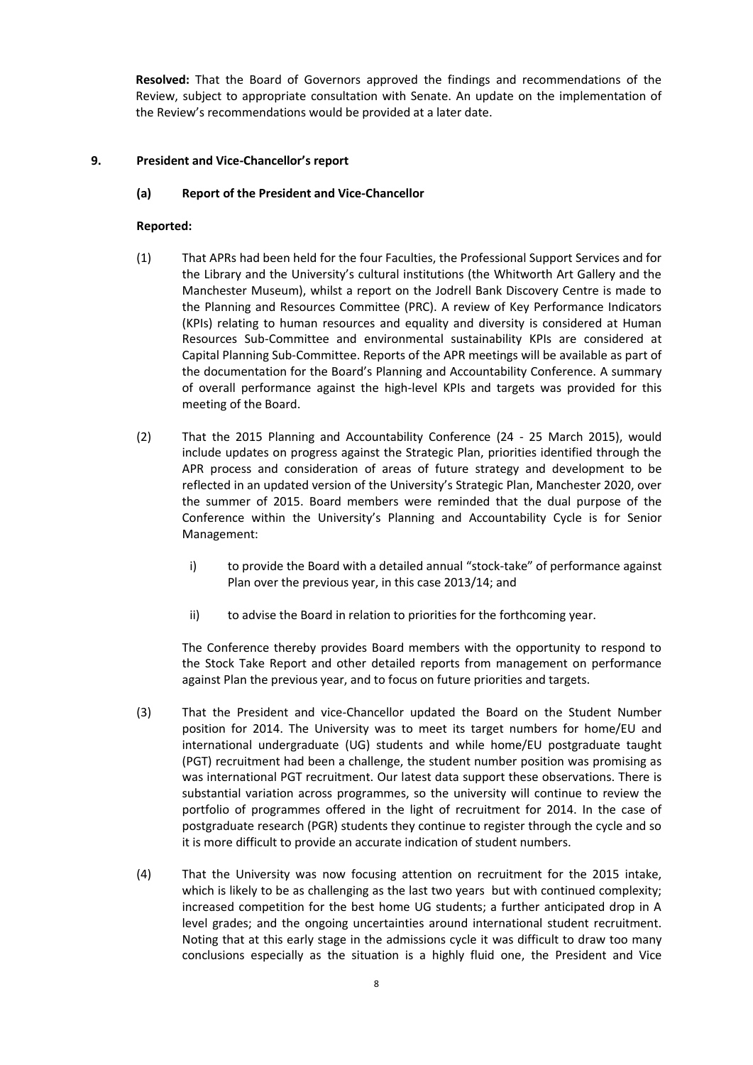**Resolved:** That the Board of Governors approved the findings and recommendations of the Review, subject to appropriate consultation with Senate. An update on the implementation of the Review's recommendations would be provided at a later date.

**9. President and Vice-Chancellor's report**

**(a) Report of the President and Vice-Chancellor**

**Reported:**

(1) That APRs had been held for the four Faculties, the Professional Support Services and for the Library and the University's cultural institutions (the Whitworth Art Gallery and the Manchester Museum), whilst a report on the Jodrell Bank Discovery Centre is made to the Planning and Resources Committee (PRC). A review of Key Performance Indicators (KPIs) relating to human resources and equality and diversity is considered at Human Resources Sub-Committee and environmental sustainability KPIs are considered at Capital Planning Sub-Committee. Reports of the APR meetings will be available as part of the documentation for the Board's Planning and Accountability Conference. A summary of overall performance against the high-level KPIs and targets was provided for this meeting of the Board.

(2) That the 2015 Planning and Accountability Conference (24 - 25 March 2015), would include updates on progress against the Strategic Plan, priorities identified through the APR process and consideration of areas of future strategy and development to be reflected in an updated version of the University's Strategic Plan, Manchester 2020, over the summer of 2015. Board members were reminded that the dual purpose of the Conference within the University's Planning and Accountability Cycle is for Senior Management:

   i) to provide the Board with a detailed annual "stock-take" of performance against Plan over the previous year, in this case 2013/14; and

   ii) to advise the Board in relation to priorities for the forthcoming year.

   The Conference thereby provides Board members with the opportunity to respond to the Stock Take Report and other detailed reports from management on performance against Plan the previous year, and to focus on future priorities and targets.

(3) That the President and vice-Chancellor updated the Board on the Student Number position for 2014. The University was to meet its target numbers for home/EU and international undergraduate (UG) students and while home/EU postgraduate taught (PGT) recruitment had been a challenge, the student number position was promising as was international PGT recruitment. Our latest data support these observations. There is substantial variation across programmes, so the university will continue to review the portfolio of programmes offered in the light of recruitment for 2014. In the case of postgraduate research (PGR) students they continue to register through the cycle and so it is more difficult to provide an accurate indication of student numbers.

(4) That the University was now focusing attention on recruitment for the 2015 intake, which is likely to be as challenging as the last two years but with continued complexity; increased competition for the best home UG students; a further anticipated drop in A level grades; and the ongoing uncertainties around international student recruitment. Noting that at this early stage in the admissions cycle it was difficult to draw too many conclusions especially as the situation is a highly fluid one, the President and Vice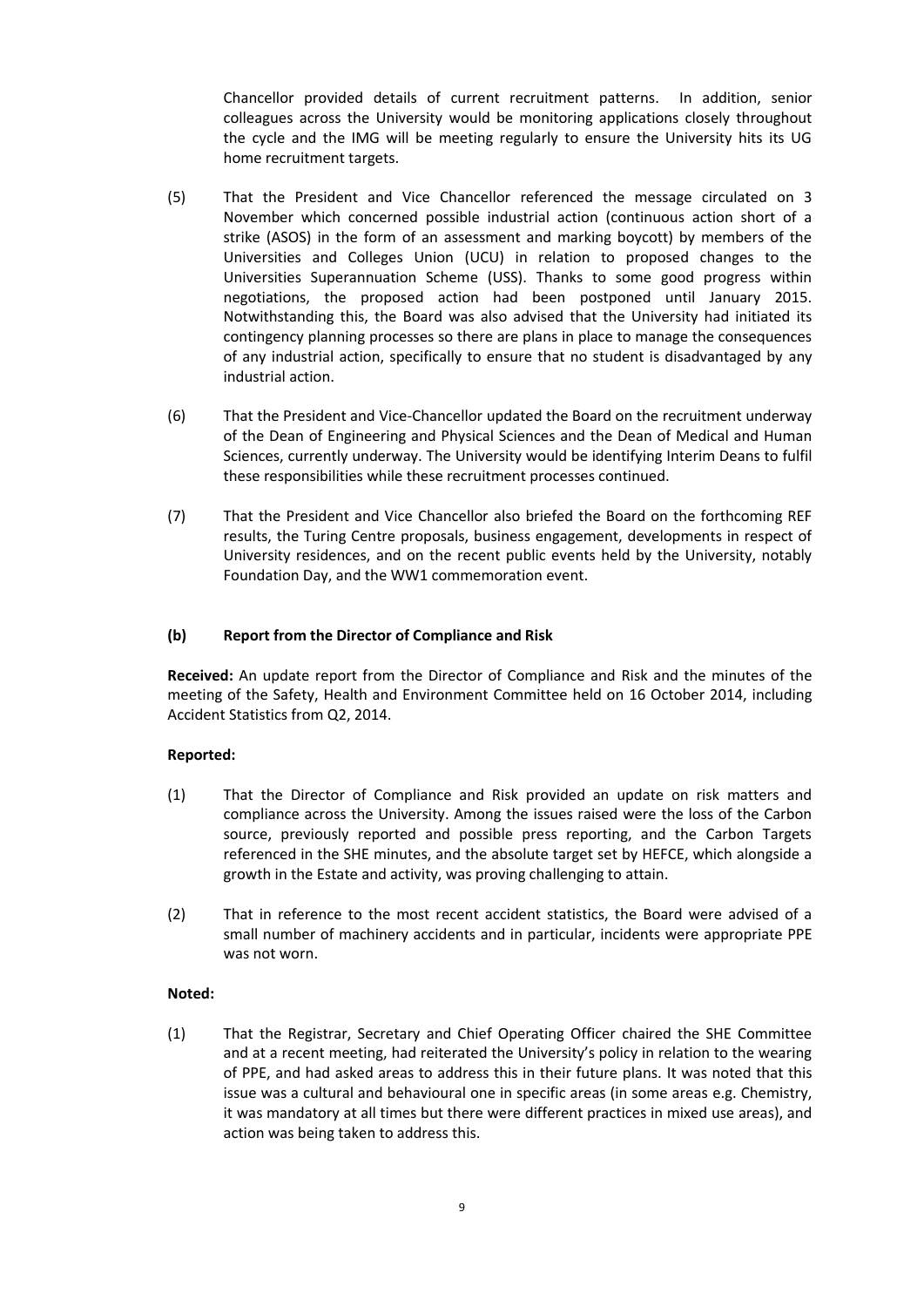Chancellor provided details of current recruitment patterns. In addition, senior colleagues across the University would be monitoring applications closely throughout the cycle and the IMG will be meeting regularly to ensure the University hits its UG home recruitment targets.

(5) That the President and Vice Chancellor referenced the message circulated on 3 November which concerned possible industrial action (continuous action short of a strike (ASOS) in the form of an assessment and marking boycott) by members of the Universities and Colleges Union (UCU) in relation to proposed changes to the Universities Superannuation Scheme (USS). Thanks to some good progress within negotiations, the proposed action had been postponed until January 2015. Notwithstanding this, the Board was also advised that the University had initiated its contingency planning processes so there are plans in place to manage the consequences of any industrial action, specifically to ensure that no student is disadvantaged by any industrial action.

(6) That the President and Vice-Chancellor updated the Board on the recruitment underway of the Dean of Engineering and Physical Sciences and the Dean of Medical and Human Sciences, currently underway. The University would be identifying Interim Deans to fulfil these responsibilities while these recruitment processes continued.

(7) That the President and Vice Chancellor also briefed the Board on the forthcoming REF results, the Turing Centre proposals, business engagement, developments in respect of University residences, and on the recent public events held by the University, notably Foundation Day, and the WW1 commemoration event.

**(b) Report from the Director of Compliance and Risk**

**Received:** An update report from the Director of Compliance and Risk and the minutes of the meeting of the Safety, Health and Environment Committee held on 16 October 2014, including Accident Statistics from Q2, 2014.

**Reported:**

(1) That the Director of Compliance and Risk provided an update on risk matters and compliance across the University. Among the issues raised were the loss of the Carbon source, previously reported and possible press reporting, and the Carbon Targets referenced in the SHE minutes, and the absolute target set by HEFCE, which alongside a growth in the Estate and activity, was proving challenging to attain.

(2) That in reference to the most recent accident statistics, the Board were advised of a small number of machinery accidents and in particular, incidents were appropriate PPE was not worn.

**Noted:**

(1) That the Registrar, Secretary and Chief Operating Officer chaired the SHE Committee and at a recent meeting, had reiterated the University's policy in relation to the wearing of PPE, and had asked areas to address this in their future plans. It was noted that this issue was a cultural and behavioural one in specific areas (in some areas e.g. Chemistry, it was mandatory at all times but there were different practices in mixed use areas), and action was being taken to address this.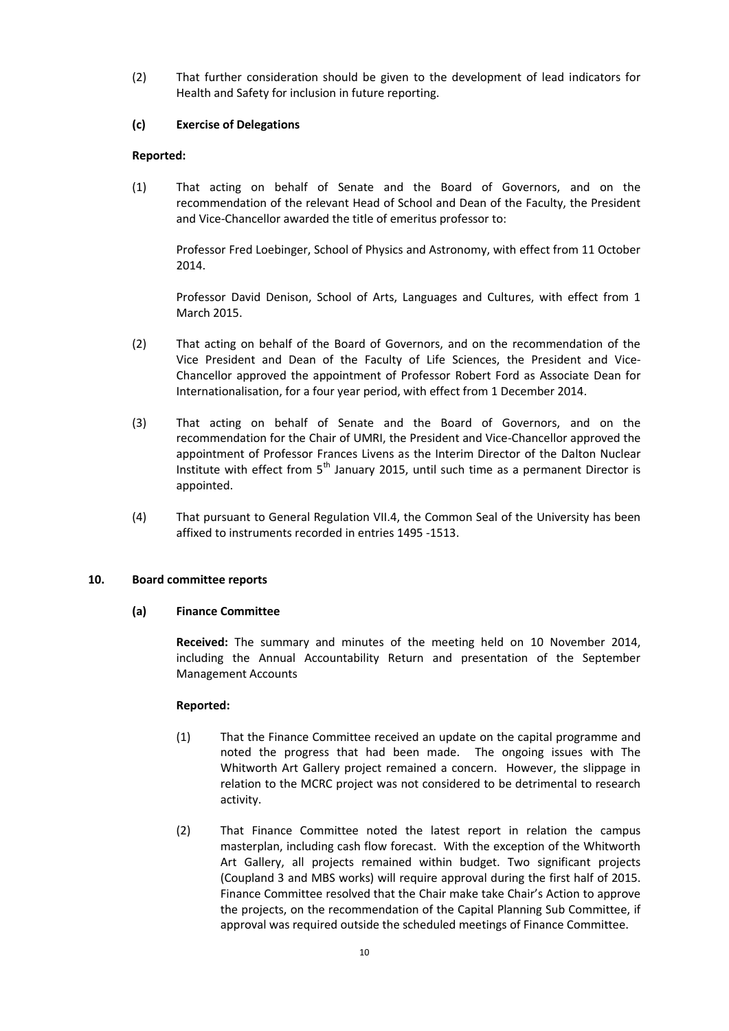(2) That further consideration should be given to the development of lead indicators for Health and Safety for inclusion in future reporting.

**(c) Exercise of Delegations**

**Reported:**

(1) That acting on behalf of Senate and the Board of Governors, and on the recommendation of the relevant Head of School and Dean of the Faculty, the President and Vice-Chancellor awarded the title of emeritus professor to:

Professor Fred Loebinger, School of Physics and Astronomy, with effect from 11 October 2014.

Professor David Denison, School of Arts, Languages and Cultures, with effect from 1 March 2015.

(2) That acting on behalf of the Board of Governors, and on the recommendation of the Vice President and Dean of the Faculty of Life Sciences, the President and Vice-Chancellor approved the appointment of Professor Robert Ford as Associate Dean for Internationalisation, for a four year period, with effect from 1 December 2014.

(3) That acting on behalf of Senate and the Board of Governors, and on the recommendation for the Chair of UMRI, the President and Vice-Chancellor approved the appointment of Professor Frances Livens as the Interim Director of the Dalton Nuclear Institute with effect from 5th January 2015, until such time as a permanent Director is appointed.

(4) That pursuant to General Regulation VII.4, the Common Seal of the University has been affixed to instruments recorded in entries 1495 -1513.

**10. Board committee reports**

**(a) Finance Committee**

**Received:** The summary and minutes of the meeting held on 10 November 2014, including the Annual Accountability Return and presentation of the September Management Accounts

**Reported:**

(1) That the Finance Committee received an update on the capital programme and noted the progress that had been made. The ongoing issues with The Whitworth Art Gallery project remained a concern. However, the slippage in relation to the MCRC project was not considered to be detrimental to research activity.

(2) That Finance Committee noted the latest report in relation the campus masterplan, including cash flow forecast. With the exception of the Whitworth Art Gallery, all projects remained within budget. Two significant projects (Coupland 3 and MBS works) will require approval during the first half of 2015. Finance Committee resolved that the Chair make take Chair's Action to approve the projects, on the recommendation of the Capital Planning Sub Committee, if approval was required outside the scheduled meetings of Finance Committee.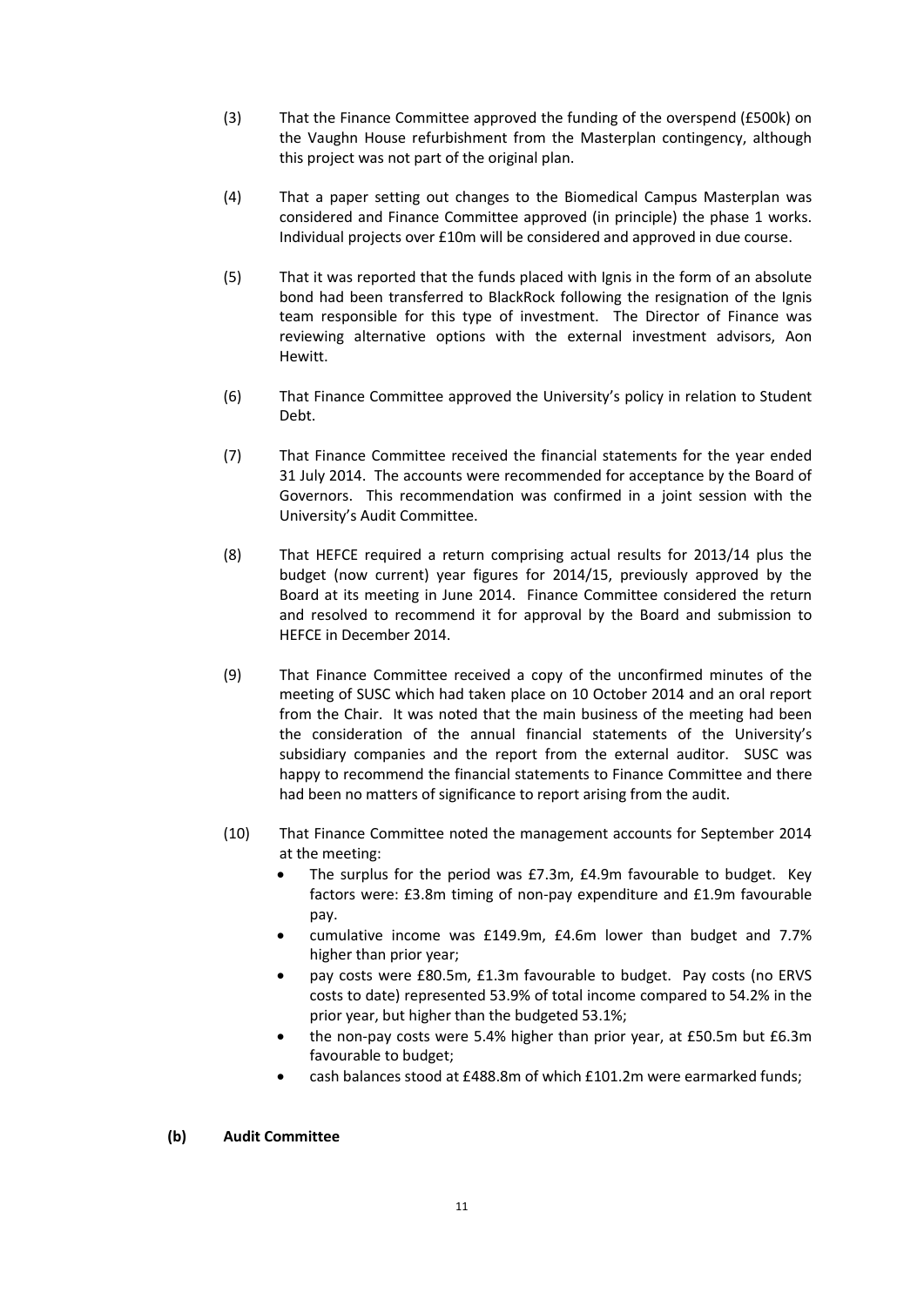(3) That the Finance Committee approved the funding of the overspend (£500k) on the Vaughn House refurbishment from the Masterplan contingency, although this project was not part of the original plan.

(4) That a paper setting out changes to the Biomedical Campus Masterplan was considered and Finance Committee approved (in principle) the phase 1 works. Individual projects over £10m will be considered and approved in due course.

(5) That it was reported that the funds placed with Ignis in the form of an absolute bond had been transferred to BlackRock following the resignation of the Ignis team responsible for this type of investment. The Director of Finance was reviewing alternative options with the external investment advisors, Aon Hewitt.

(6) That Finance Committee approved the University's policy in relation to Student Debt.

(7) That Finance Committee received the financial statements for the year ended 31 July 2014. The accounts were recommended for acceptance by the Board of Governors. This recommendation was confirmed in a joint session with the University's Audit Committee.

(8) That HEFCE required a return comprising actual results for 2013/14 plus the budget (now current) year figures for 2014/15, previously approved by the Board at its meeting in June 2014. Finance Committee considered the return and resolved to recommend it for approval by the Board and submission to HEFCE in December 2014.

(9) That Finance Committee received a copy of the unconfirmed minutes of the meeting of SUSC which had taken place on 10 October 2014 and an oral report from the Chair. It was noted that the main business of the meeting had been the consideration of the annual financial statements of the University's subsidiary companies and the report from the external auditor. SUSC was happy to recommend the financial statements to Finance Committee and there had been no matters of significance to report arising from the audit.

(10) That Finance Committee noted the management accounts for September 2014 at the meeting:
- The surplus for the period was £7.3m, £4.9m favourable to budget. Key factors were: £3.8m timing of non-pay expenditure and £1.9m favourable pay.
- cumulative income was £149.9m, £4.6m lower than budget and 7.7% higher than prior year;
- pay costs were £80.5m, £1.3m favourable to budget. Pay costs (no ERVS costs to date) represented 53.9% of total income compared to 54.2% in the prior year, but higher than the budgeted 53.1%;
- the non-pay costs were 5.4% higher than prior year, at £50.5m but £6.3m favourable to budget;
- cash balances stood at £488.8m of which £101.2m were earmarked funds;

**(b) Audit Committee**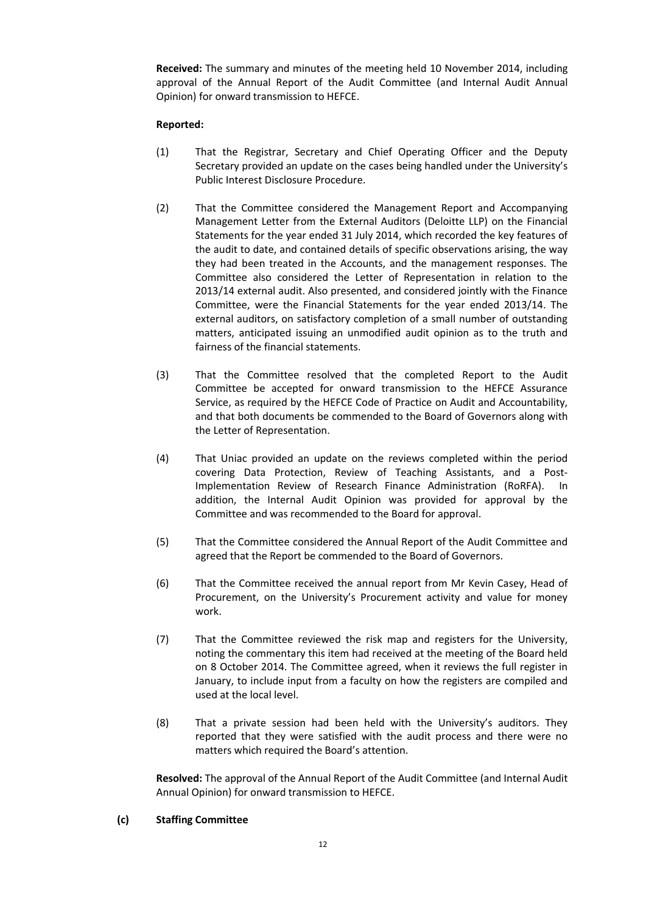**Received:** The summary and minutes of the meeting held 10 November 2014, including approval of the Annual Report of the Audit Committee (and Internal Audit Annual Opinion) for onward transmission to HEFCE.

**Reported:**

(1) That the Registrar, Secretary and Chief Operating Officer and the Deputy Secretary provided an update on the cases being handled under the University's Public Interest Disclosure Procedure.

(2) That the Committee considered the Management Report and Accompanying Management Letter from the External Auditors (Deloitte LLP) on the Financial Statements for the year ended 31 July 2014, which recorded the key features of the audit to date, and contained details of specific observations arising, the way they had been treated in the Accounts, and the management responses. The Committee also considered the Letter of Representation in relation to the 2013/14 external audit. Also presented, and considered jointly with the Finance Committee, were the Financial Statements for the year ended 2013/14. The external auditors, on satisfactory completion of a small number of outstanding matters, anticipated issuing an unmodified audit opinion as to the truth and fairness of the financial statements.

(3) That the Committee resolved that the completed Report to the Audit Committee be accepted for onward transmission to the HEFCE Assurance Service, as required by the HEFCE Code of Practice on Audit and Accountability, and that both documents be commended to the Board of Governors along with the Letter of Representation.

(4) That Uniac provided an update on the reviews completed within the period covering Data Protection, Review of Teaching Assistants, and a Post-Implementation Review of Research Finance Administration (RoRFA). In addition, the Internal Audit Opinion was provided for approval by the Committee and was recommended to the Board for approval.

(5) That the Committee considered the Annual Report of the Audit Committee and agreed that the Report be commended to the Board of Governors.

(6) That the Committee received the annual report from Mr Kevin Casey, Head of Procurement, on the University's Procurement activity and value for money work.

(7) That the Committee reviewed the risk map and registers for the University, noting the commentary this item had received at the meeting of the Board held on 8 October 2014. The Committee agreed, when it reviews the full register in January, to include input from a faculty on how the registers are compiled and used at the local level.

(8) That a private session had been held with the University's auditors. They reported that they were satisfied with the audit process and there were no matters which required the Board's attention.

**Resolved:** The approval of the Annual Report of the Audit Committee (and Internal Audit Annual Opinion) for onward transmission to HEFCE.

**(c) Staffing Committee**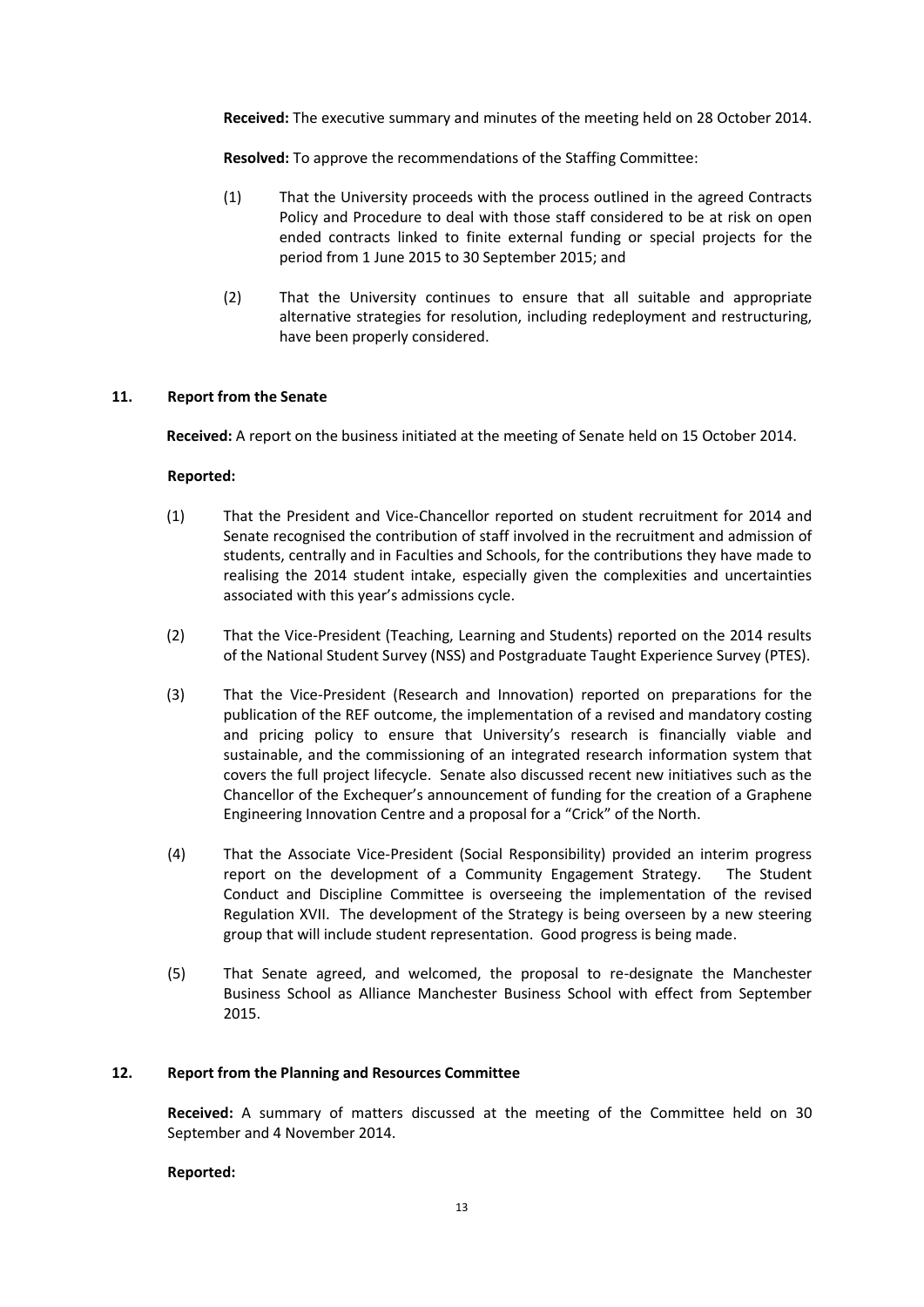**Received:** The executive summary and minutes of the meeting held on 28 October 2014.

**Resolved:** To approve the recommendations of the Staffing Committee:

(1) That the University proceeds with the process outlined in the agreed Contracts Policy and Procedure to deal with those staff considered to be at risk on open ended contracts linked to finite external funding or special projects for the period from 1 June 2015 to 30 September 2015; and

(2) That the University continues to ensure that all suitable and appropriate alternative strategies for resolution, including redeployment and restructuring, have been properly considered.

## 11. Report from the Senate

**Received:** A report on the business initiated at the meeting of Senate held on 15 October 2014.

**Reported:**

(1) That the President and Vice-Chancellor reported on student recruitment for 2014 and Senate recognised the contribution of staff involved in the recruitment and admission of students, centrally and in Faculties and Schools, for the contributions they have made to realising the 2014 student intake, especially given the complexities and uncertainties associated with this year's admissions cycle.

(2) That the Vice-President (Teaching, Learning and Students) reported on the 2014 results of the National Student Survey (NSS) and Postgraduate Taught Experience Survey (PTES).

(3) That the Vice-President (Research and Innovation) reported on preparations for the publication of the REF outcome, the implementation of a revised and mandatory costing and pricing policy to ensure that University's research is financially viable and sustainable, and the commissioning of an integrated research information system that covers the full project lifecycle. Senate also discussed recent new initiatives such as the Chancellor of the Exchequer's announcement of funding for the creation of a Graphene Engineering Innovation Centre and a proposal for a "Crick" of the North.

(4) That the Associate Vice-President (Social Responsibility) provided an interim progress report on the development of a Community Engagement Strategy. The Student Conduct and Discipline Committee is overseeing the implementation of the revised Regulation XVII. The development of the Strategy is being overseen by a new steering group that will include student representation. Good progress is being made.

(5) That Senate agreed, and welcomed, the proposal to re-designate the Manchester Business School as Alliance Manchester Business School with effect from September 2015.

## 12. Report from the Planning and Resources Committee

**Received:** A summary of matters discussed at the meeting of the Committee held on 30 September and 4 November 2014.

**Reported:**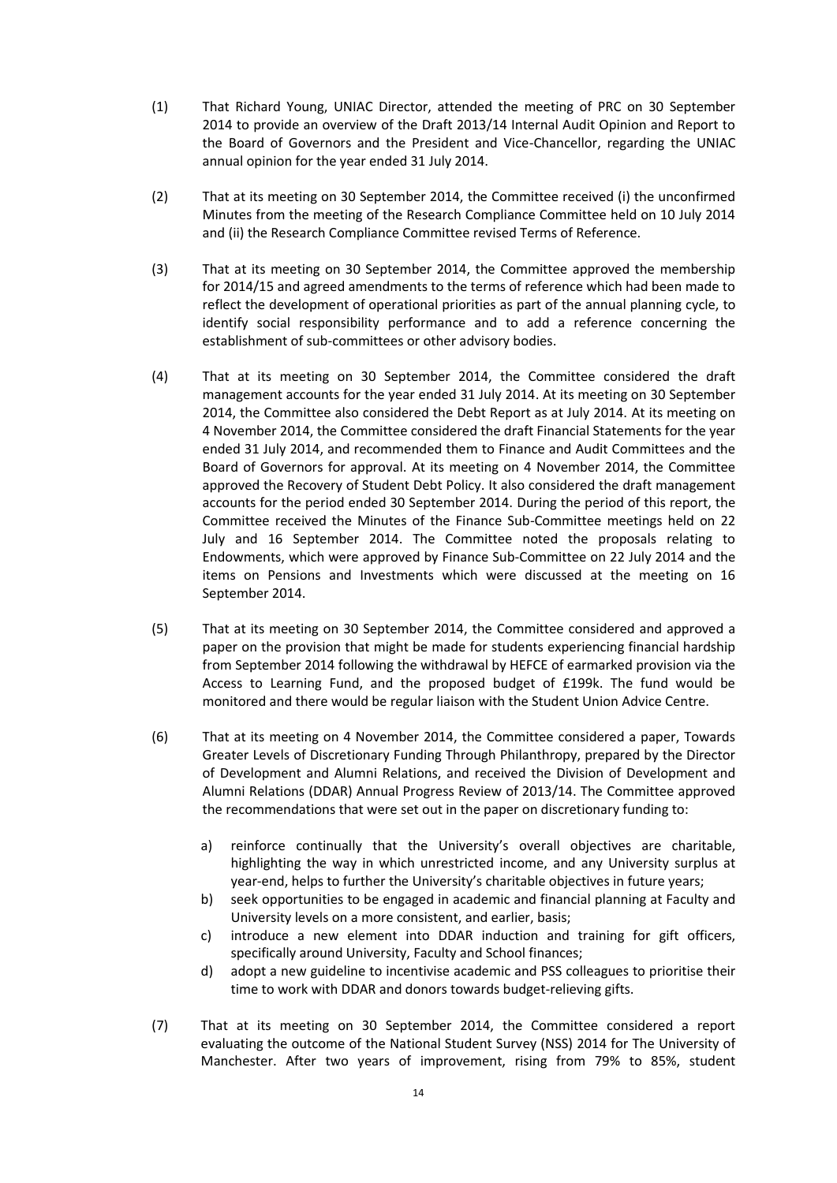(1) That Richard Young, UNIAC Director, attended the meeting of PRC on 30 September 2014 to provide an overview of the Draft 2013/14 Internal Audit Opinion and Report to the Board of Governors and the President and Vice-Chancellor, regarding the UNIAC annual opinion for the year ended 31 July 2014.

(2) That at its meeting on 30 September 2014, the Committee received (i) the unconfirmed Minutes from the meeting of the Research Compliance Committee held on 10 July 2014 and (ii) the Research Compliance Committee revised Terms of Reference.

(3) That at its meeting on 30 September 2014, the Committee approved the membership for 2014/15 and agreed amendments to the terms of reference which had been made to reflect the development of operational priorities as part of the annual planning cycle, to identify social responsibility performance and to add a reference concerning the establishment of sub-committees or other advisory bodies.

(4) That at its meeting on 30 September 2014, the Committee considered the draft management accounts for the year ended 31 July 2014. At its meeting on 30 September 2014, the Committee also considered the Debt Report as at July 2014. At its meeting on 4 November 2014, the Committee considered the draft Financial Statements for the year ended 31 July 2014, and recommended them to Finance and Audit Committees and the Board of Governors for approval. At its meeting on 4 November 2014, the Committee approved the Recovery of Student Debt Policy. It also considered the draft management accounts for the period ended 30 September 2014. During the period of this report, the Committee received the Minutes of the Finance Sub-Committee meetings held on 22 July and 16 September 2014. The Committee noted the proposals relating to Endowments, which were approved by Finance Sub-Committee on 22 July 2014 and the items on Pensions and Investments which were discussed at the meeting on 16 September 2014.

(5) That at its meeting on 30 September 2014, the Committee considered and approved a paper on the provision that might be made for students experiencing financial hardship from September 2014 following the withdrawal by HEFCE of earmarked provision via the Access to Learning Fund, and the proposed budget of £199k. The fund would be monitored and there would be regular liaison with the Student Union Advice Centre.

(6) That at its meeting on 4 November 2014, the Committee considered a paper, Towards Greater Levels of Discretionary Funding Through Philanthropy, prepared by the Director of Development and Alumni Relations, and received the Division of Development and Alumni Relations (DDAR) Annual Progress Review of 2013/14. The Committee approved the recommendations that were set out in the paper on discretionary funding to:

   a) reinforce continually that the University's overall objectives are charitable, highlighting the way in which unrestricted income, and any University surplus at year-end, helps to further the University's charitable objectives in future years;
   b) seek opportunities to be engaged in academic and financial planning at Faculty and University levels on a more consistent, and earlier, basis;
   c) introduce a new element into DDAR induction and training for gift officers, specifically around University, Faculty and School finances;
   d) adopt a new guideline to incentivise academic and PSS colleagues to prioritise their time to work with DDAR and donors towards budget-relieving gifts.

(7) That at its meeting on 30 September 2014, the Committee considered a report evaluating the outcome of the National Student Survey (NSS) 2014 for The University of Manchester. After two years of improvement, rising from 79% to 85%, student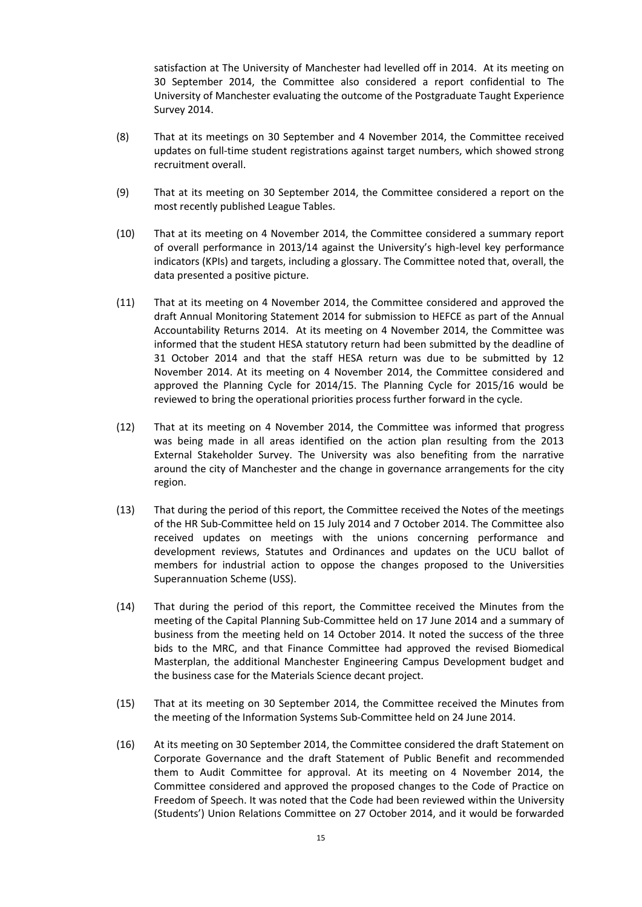satisfaction at The University of Manchester had levelled off in 2014. At its meeting on 30 September 2014, the Committee also considered a report confidential to The University of Manchester evaluating the outcome of the Postgraduate Taught Experience Survey 2014.

(8) That at its meetings on 30 September and 4 November 2014, the Committee received updates on full-time student registrations against target numbers, which showed strong recruitment overall.

(9) That at its meeting on 30 September 2014, the Committee considered a report on the most recently published League Tables.

(10) That at its meeting on 4 November 2014, the Committee considered a summary report of overall performance in 2013/14 against the University's high-level key performance indicators (KPIs) and targets, including a glossary. The Committee noted that, overall, the data presented a positive picture.

(11) That at its meeting on 4 November 2014, the Committee considered and approved the draft Annual Monitoring Statement 2014 for submission to HEFCE as part of the Annual Accountability Returns 2014. At its meeting on 4 November 2014, the Committee was informed that the student HESA statutory return had been submitted by the deadline of 31 October 2014 and that the staff HESA return was due to be submitted by 12 November 2014. At its meeting on 4 November 2014, the Committee considered and approved the Planning Cycle for 2014/15. The Planning Cycle for 2015/16 would be reviewed to bring the operational priorities process further forward in the cycle.

(12) That at its meeting on 4 November 2014, the Committee was informed that progress was being made in all areas identified on the action plan resulting from the 2013 External Stakeholder Survey. The University was also benefiting from the narrative around the city of Manchester and the change in governance arrangements for the city region.

(13) That during the period of this report, the Committee received the Notes of the meetings of the HR Sub-Committee held on 15 July 2014 and 7 October 2014. The Committee also received updates on meetings with the unions concerning performance and development reviews, Statutes and Ordinances and updates on the UCU ballot of members for industrial action to oppose the changes proposed to the Universities Superannuation Scheme (USS).

(14) That during the period of this report, the Committee received the Minutes from the meeting of the Capital Planning Sub-Committee held on 17 June 2014 and a summary of business from the meeting held on 14 October 2014. It noted the success of the three bids to the MRC, and that Finance Committee had approved the revised Biomedical Masterplan, the additional Manchester Engineering Campus Development budget and the business case for the Materials Science decant project.

(15) That at its meeting on 30 September 2014, the Committee received the Minutes from the meeting of the Information Systems Sub-Committee held on 24 June 2014.

(16) At its meeting on 30 September 2014, the Committee considered the draft Statement on Corporate Governance and the draft Statement of Public Benefit and recommended them to Audit Committee for approval. At its meeting on 4 November 2014, the Committee considered and approved the proposed changes to the Code of Practice on Freedom of Speech. It was noted that the Code had been reviewed within the University (Students') Union Relations Committee on 27 October 2014, and it would be forwarded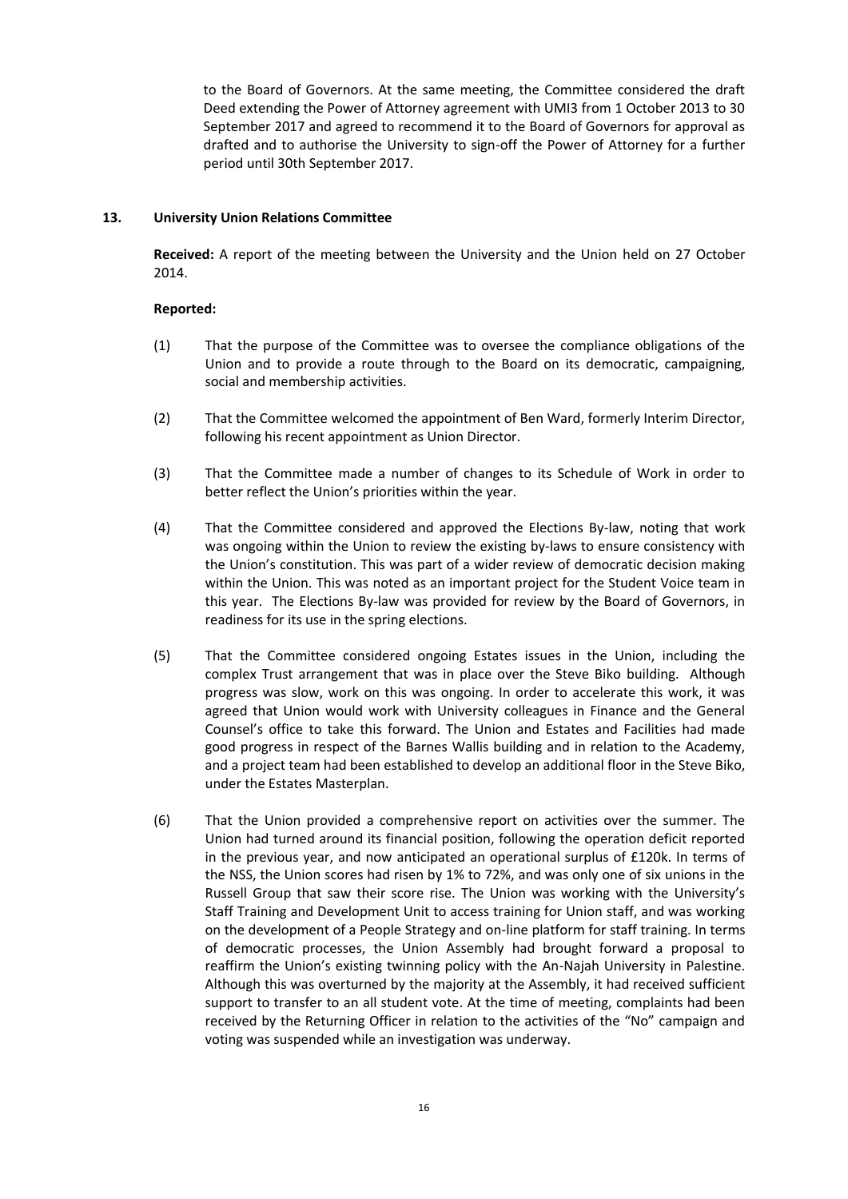to the Board of Governors. At the same meeting, the Committee considered the draft Deed extending the Power of Attorney agreement with UMI3 from 1 October 2013 to 30 September 2017 and agreed to recommend it to the Board of Governors for approval as drafted and to authorise the University to sign-off the Power of Attorney for a further period until 30th September 2017.

## 13. University Union Relations Committee

**Received:** A report of the meeting between the University and the Union held on 27 October 2014.

**Reported:**

(1) That the purpose of the Committee was to oversee the compliance obligations of the Union and to provide a route through to the Board on its democratic, campaigning, social and membership activities.

(2) That the Committee welcomed the appointment of Ben Ward, formerly Interim Director, following his recent appointment as Union Director.

(3) That the Committee made a number of changes to its Schedule of Work in order to better reflect the Union's priorities within the year.

(4) That the Committee considered and approved the Elections By-law, noting that work was ongoing within the Union to review the existing by-laws to ensure consistency with the Union's constitution. This was part of a wider review of democratic decision making within the Union. This was noted as an important project for the Student Voice team in this year. The Elections By-law was provided for review by the Board of Governors, in readiness for its use in the spring elections.

(5) That the Committee considered ongoing Estates issues in the Union, including the complex Trust arrangement that was in place over the Steve Biko building. Although progress was slow, work on this was ongoing. In order to accelerate this work, it was agreed that Union would work with University colleagues in Finance and the General Counsel's office to take this forward. The Union and Estates and Facilities had made good progress in respect of the Barnes Wallis building and in relation to the Academy, and a project team had been established to develop an additional floor in the Steve Biko, under the Estates Masterplan.

(6) That the Union provided a comprehensive report on activities over the summer. The Union had turned around its financial position, following the operation deficit reported in the previous year, and now anticipated an operational surplus of £120k. In terms of the NSS, the Union scores had risen by 1% to 72%, and was only one of six unions in the Russell Group that saw their score rise. The Union was working with the University's Staff Training and Development Unit to access training for Union staff, and was working on the development of a People Strategy and on-line platform for staff training. In terms of democratic processes, the Union Assembly had brought forward a proposal to reaffirm the Union's existing twinning policy with the An-Najah University in Palestine. Although this was overturned by the majority at the Assembly, it had received sufficient support to transfer to an all student vote. At the time of meeting, complaints had been received by the Returning Officer in relation to the activities of the "No" campaign and voting was suspended while an investigation was underway.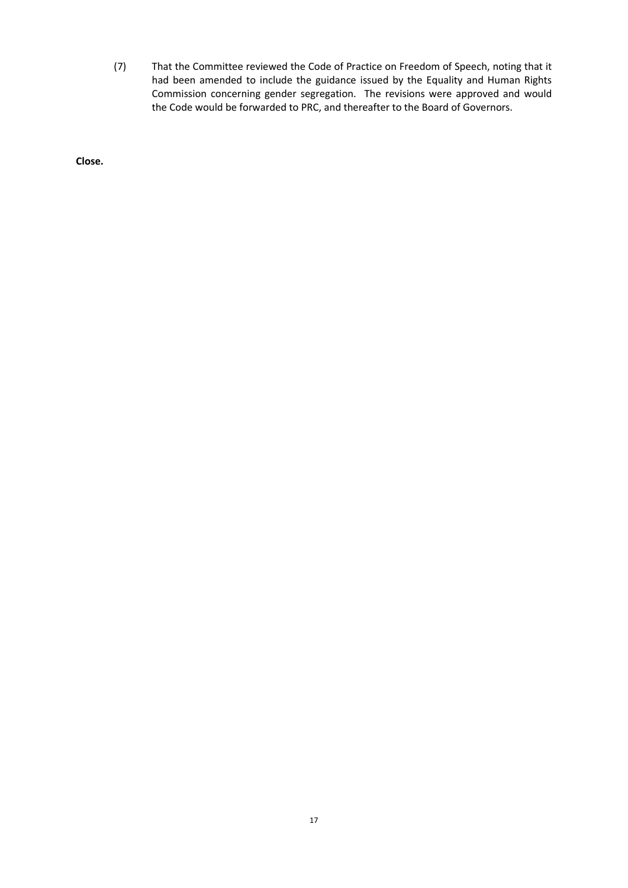(7) That the Committee reviewed the Code of Practice on Freedom of Speech, noting that it had been amended to include the guidance issued by the Equality and Human Rights Commission concerning gender segregation. The revisions were approved and would the Code would be forwarded to PRC, and thereafter to the Board of Governors.

**Close.**